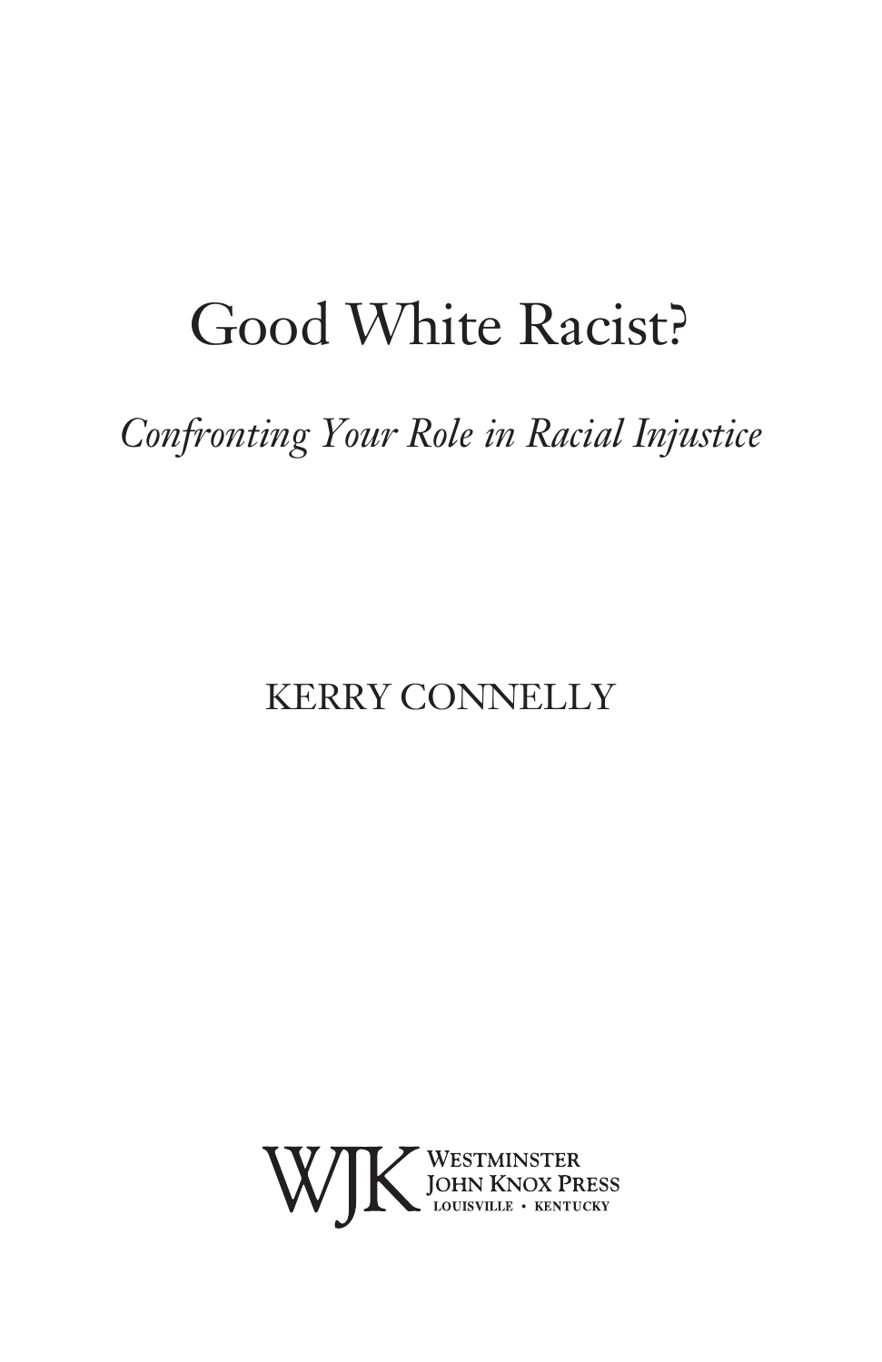# Good White Racist?

*Confronting Your Role in Racial Injustice*

KERRY CONNELLY

WJK Westminster John Knox Press
Louisville • Kentucky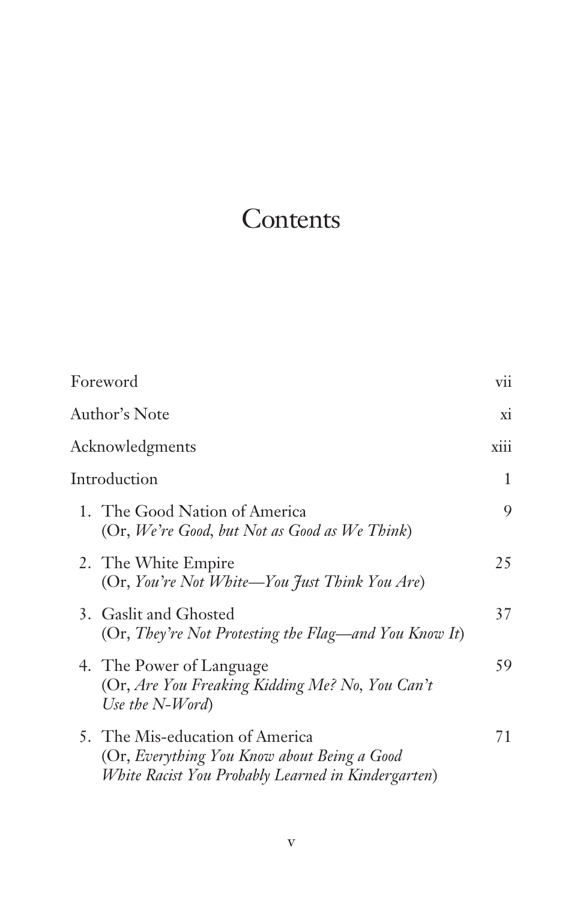# Contents

| | |
|---|---|
| Foreword | vii |
| Author's Note | xi |
| Acknowledgments | xiii |
| Introduction | 1 |
| 1. The Good Nation of America (Or, *We're Good, but Not as Good as We Think*) | 9 |
| 2. The White Empire (Or, *You're Not White—You Just Think You Are*) | 25 |
| 3. Gaslit and Ghosted (Or, *They're Not Protesting the Flag—and You Know It*) | 37 |
| 4. The Power of Language (Or, *Are You Freaking Kidding Me? No, You Can't Use the N-Word*) | 59 |
| 5. The Mis-education of America (Or, *Everything You Know about Being a Good White Racist You Probably Learned in Kindergarten*) | 71 |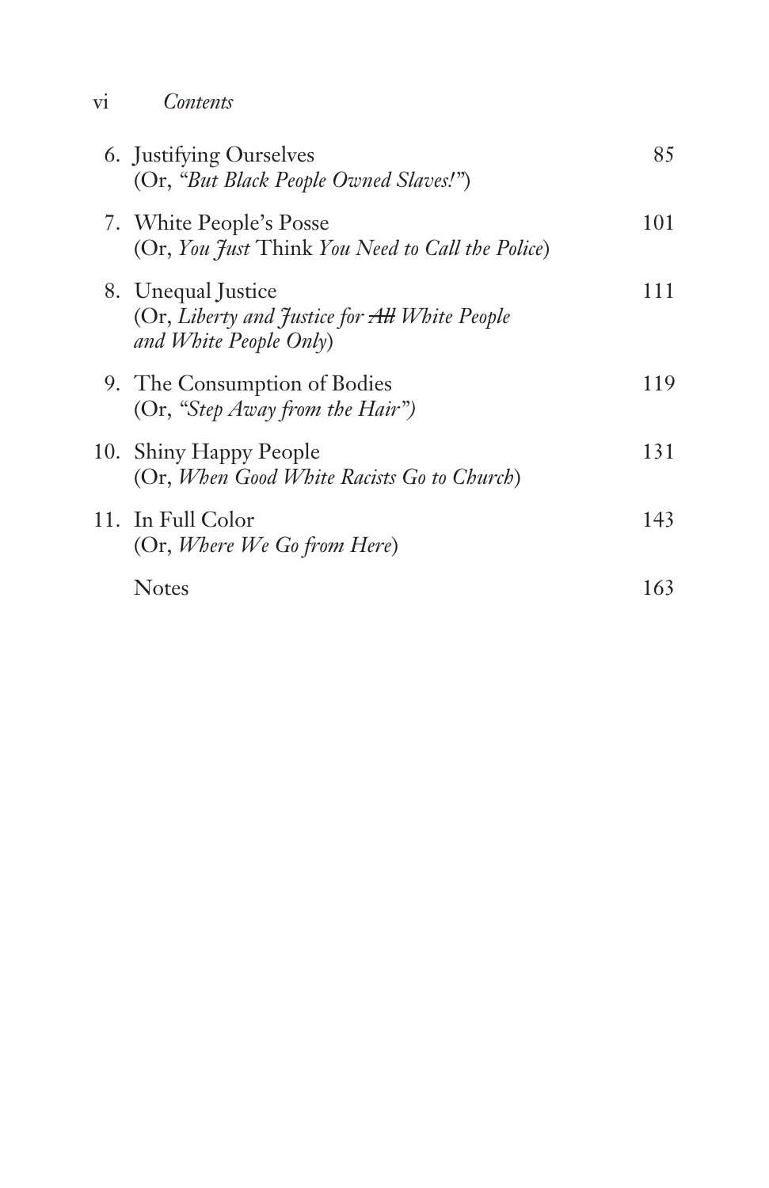| | |
|---|---|
| 6. Justifying Ourselves (Or, *"But Black People Owned Slaves!"*) | 85 |
| 7. White People's Posse (Or, *You Just* Think *You Need to Call the Police*) | 101 |
| 8. Unequal Justice (Or, *Liberty and Justice for ~~All~~ White People and White People Only*) | 111 |
| 9. The Consumption of Bodies (Or, *"Step Away from the Hair"*) | 119 |
| 10. Shiny Happy People (Or, *When Good White Racists Go to Church*) | 131 |
| 11. In Full Color (Or, *Where We Go from Here*) | 143 |
| Notes | 163 |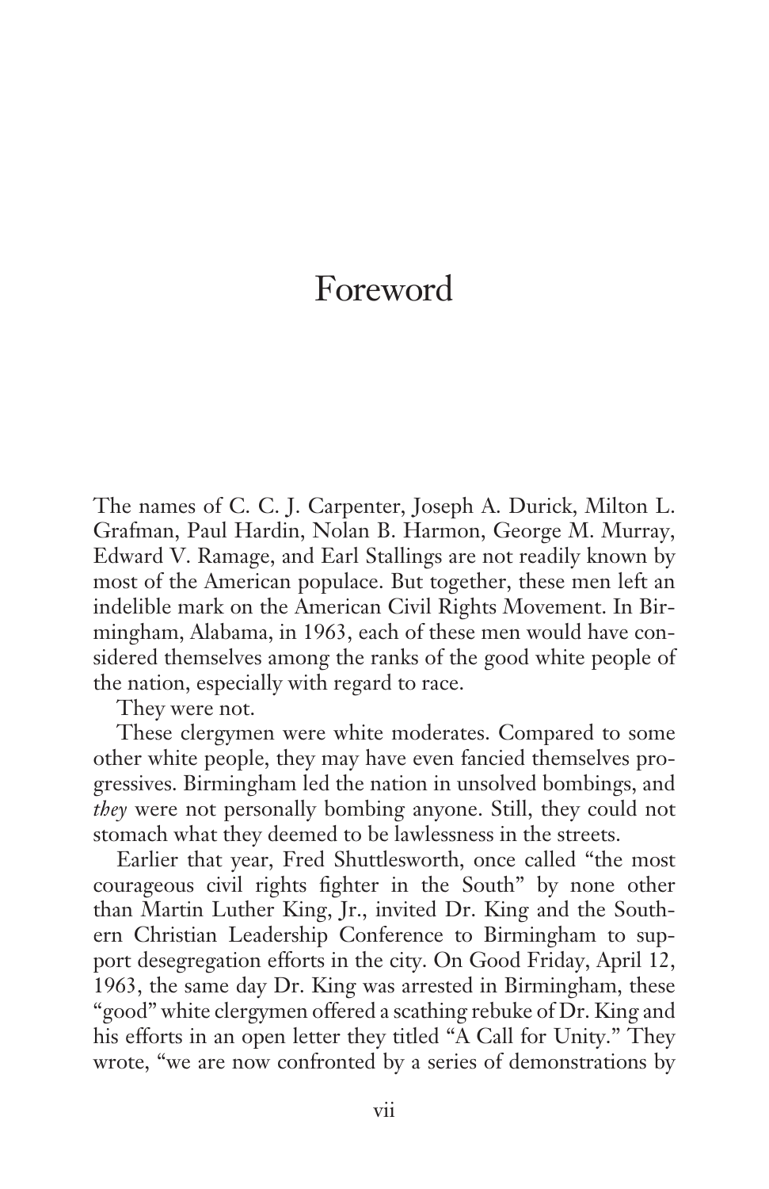# Foreword

The names of C. C. J. Carpenter, Joseph A. Durick, Milton L. Grafman, Paul Hardin, Nolan B. Harmon, George M. Murray, Edward V. Ramage, and Earl Stallings are not readily known by most of the American populace. But together, these men left an indelible mark on the American Civil Rights Movement. In Birmingham, Alabama, in 1963, each of these men would have considered themselves among the ranks of the good white people of the nation, especially with regard to race.

They were not.

These clergymen were white moderates. Compared to some other white people, they may have even fancied themselves progressives. Birmingham led the nation in unsolved bombings, and *they* were not personally bombing anyone. Still, they could not stomach what they deemed to be lawlessness in the streets.

Earlier that year, Fred Shuttlesworth, once called "the most courageous civil rights fighter in the South" by none other than Martin Luther King, Jr., invited Dr. King and the Southern Christian Leadership Conference to Birmingham to support desegregation efforts in the city. On Good Friday, April 12, 1963, the same day Dr. King was arrested in Birmingham, these "good" white clergymen offered a scathing rebuke of Dr. King and his efforts in an open letter they titled "A Call for Unity." They wrote, "we are now confronted by a series of demonstrations by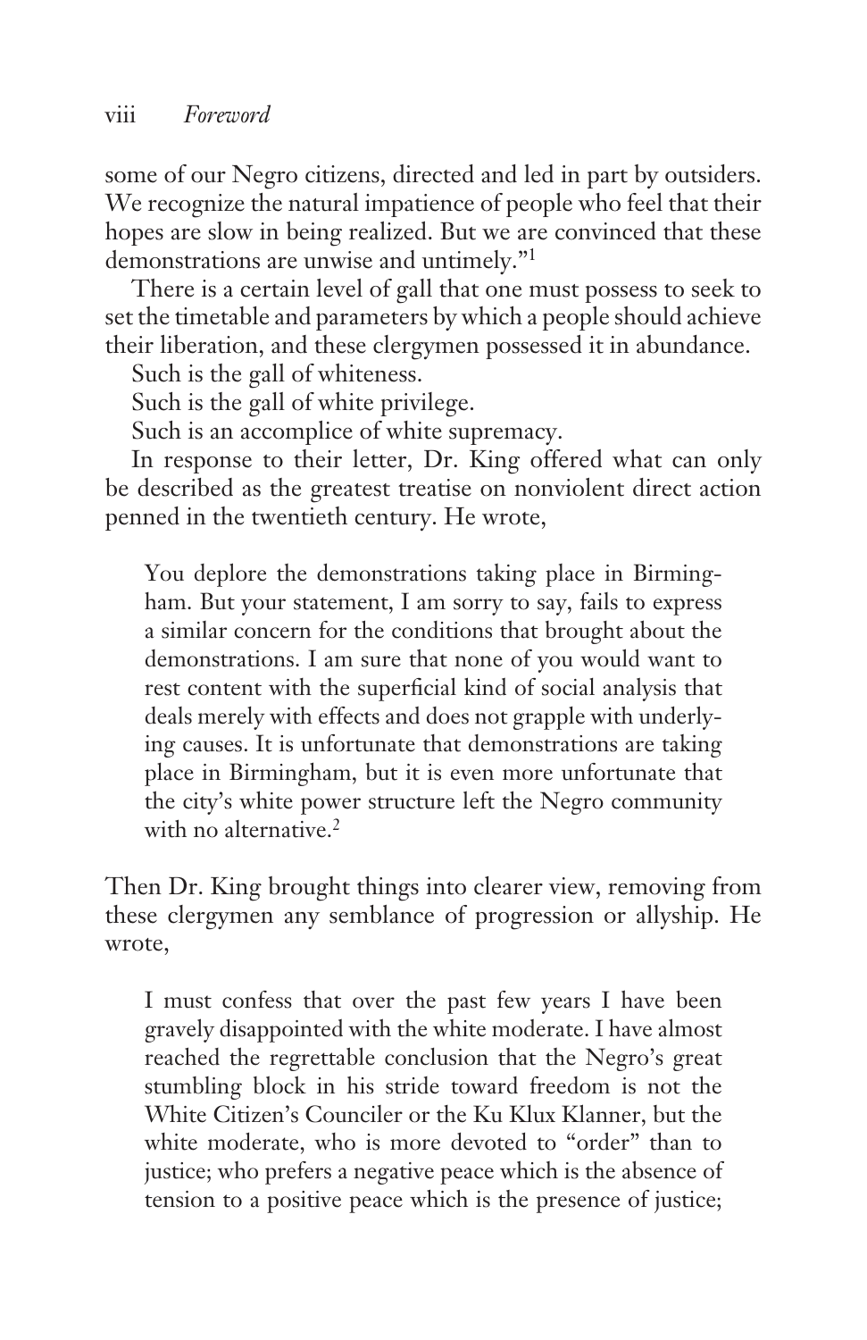some of our Negro citizens, directed and led in part by outsiders. We recognize the natural impatience of people who feel that their hopes are slow in being realized. But we are convinced that these demonstrations are unwise and untimely."[1]

There is a certain level of gall that one must possess to seek to set the timetable and parameters by which a people should achieve their liberation, and these clergymen possessed it in abundance.

Such is the gall of whiteness.

Such is the gall of white privilege.

Such is an accomplice of white supremacy.

In response to their letter, Dr. King offered what can only be described as the greatest treatise on nonviolent direct action penned in the twentieth century. He wrote,

> You deplore the demonstrations taking place in Birmingham. But your statement, I am sorry to say, fails to express a similar concern for the conditions that brought about the demonstrations. I am sure that none of you would want to rest content with the superficial kind of social analysis that deals merely with effects and does not grapple with underlying causes. It is unfortunate that demonstrations are taking place in Birmingham, but it is even more unfortunate that the city's white power structure left the Negro community with no alternative.[2]

Then Dr. King brought things into clearer view, removing from these clergymen any semblance of progression or allyship. He wrote,

> I must confess that over the past few years I have been gravely disappointed with the white moderate. I have almost reached the regrettable conclusion that the Negro's great stumbling block in his stride toward freedom is not the White Citizen's Counciler or the Ku Klux Klanner, but the white moderate, who is more devoted to "order" than to justice; who prefers a negative peace which is the absence of tension to a positive peace which is the presence of justice;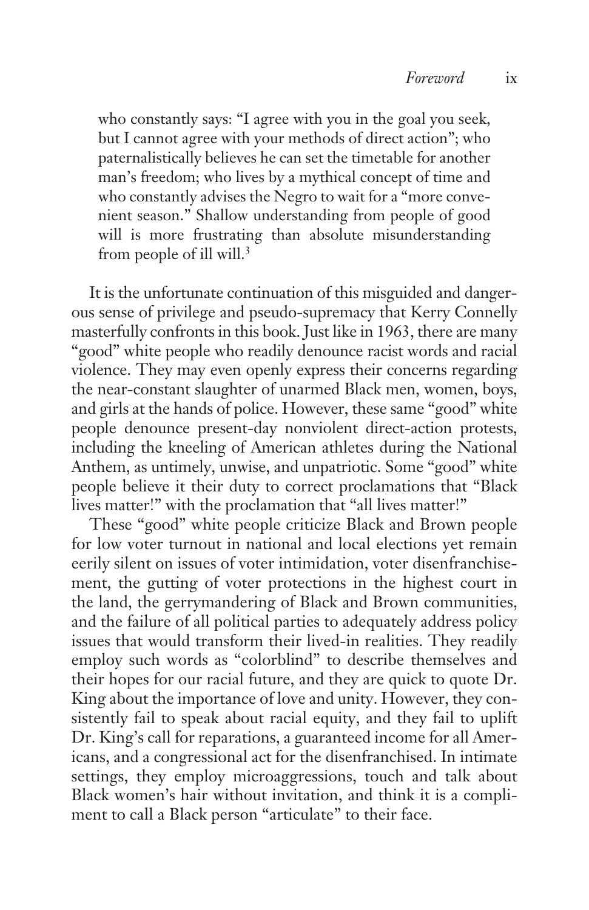> who constantly says: "I agree with you in the goal you seek, but I cannot agree with your methods of direct action"; who paternalistically believes he can set the timetable for another man's freedom; who lives by a mythical concept of time and who constantly advises the Negro to wait for a "more convenient season." Shallow understanding from people of good will is more frustrating than absolute misunderstanding from people of ill will.[3]

It is the unfortunate continuation of this misguided and dangerous sense of privilege and pseudo-supremacy that Kerry Connelly masterfully confronts in this book. Just like in 1963, there are many "good" white people who readily denounce racist words and racial violence. They may even openly express their concerns regarding the near-constant slaughter of unarmed Black men, women, boys, and girls at the hands of police. However, these same "good" white people denounce present-day nonviolent direct-action protests, including the kneeling of American athletes during the National Anthem, as untimely, unwise, and unpatriotic. Some "good" white people believe it their duty to correct proclamations that "Black lives matter!" with the proclamation that "all lives matter!"

These "good" white people criticize Black and Brown people for low voter turnout in national and local elections yet remain eerily silent on issues of voter intimidation, voter disenfranchisement, the gutting of voter protections in the highest court in the land, the gerrymandering of Black and Brown communities, and the failure of all political parties to adequately address policy issues that would transform their lived-in realities. They readily employ such words as "colorblind" to describe themselves and their hopes for our racial future, and they are quick to quote Dr. King about the importance of love and unity. However, they consistently fail to speak about racial equity, and they fail to uplift Dr. King's call for reparations, a guaranteed income for all Americans, and a congressional act for the disenfranchised. In intimate settings, they employ microaggressions, touch and talk about Black women's hair without invitation, and think it is a compliment to call a Black person "articulate" to their face.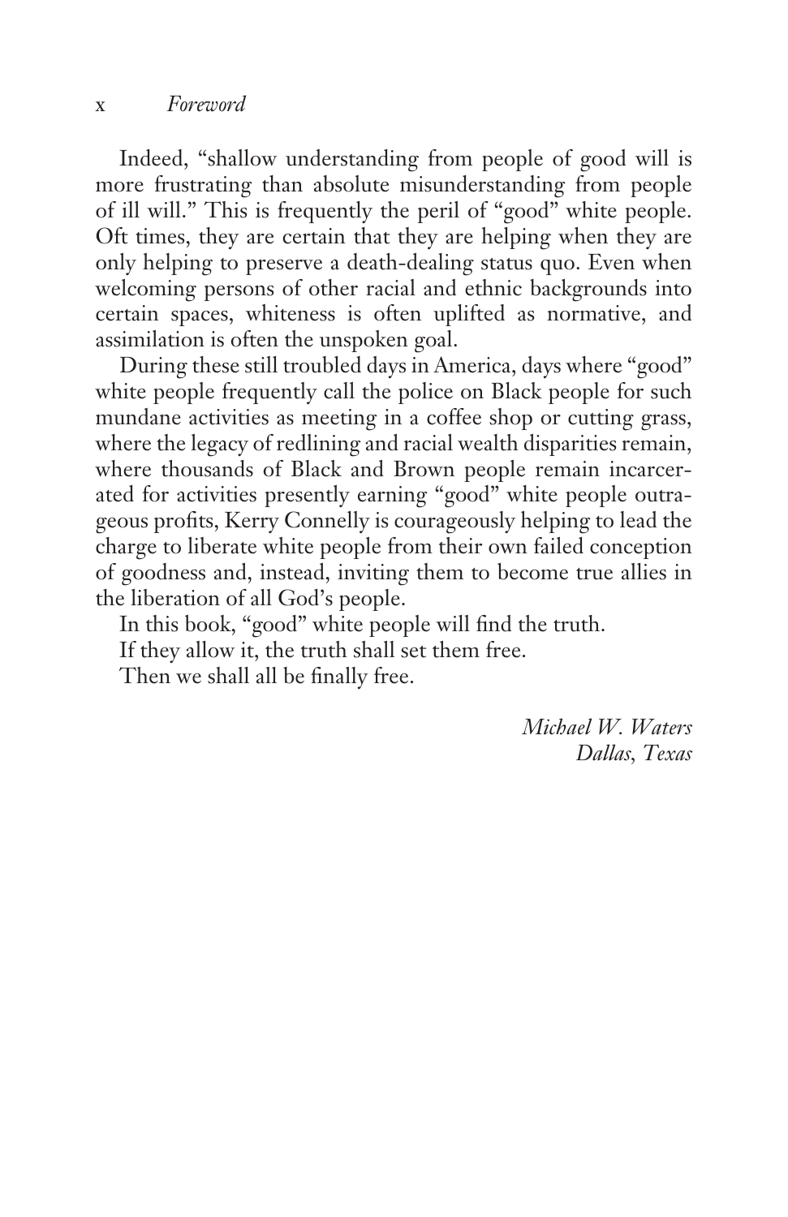Indeed, "shallow understanding from people of good will is more frustrating than absolute misunderstanding from people of ill will." This is frequently the peril of "good" white people. Oft times, they are certain that they are helping when they are only helping to preserve a death-dealing status quo. Even when welcoming persons of other racial and ethnic backgrounds into certain spaces, whiteness is often uplifted as normative, and assimilation is often the unspoken goal.

During these still troubled days in America, days where "good" white people frequently call the police on Black people for such mundane activities as meeting in a coffee shop or cutting grass, where the legacy of redlining and racial wealth disparities remain, where thousands of Black and Brown people remain incarcerated for activities presently earning "good" white people outrageous profits, Kerry Connelly is courageously helping to lead the charge to liberate white people from their own failed conception of goodness and, instead, inviting them to become true allies in the liberation of all God's people.

In this book, "good" white people will find the truth.

If they allow it, the truth shall set them free.

Then we shall all be finally free.

*Michael W. Waters*
*Dallas, Texas*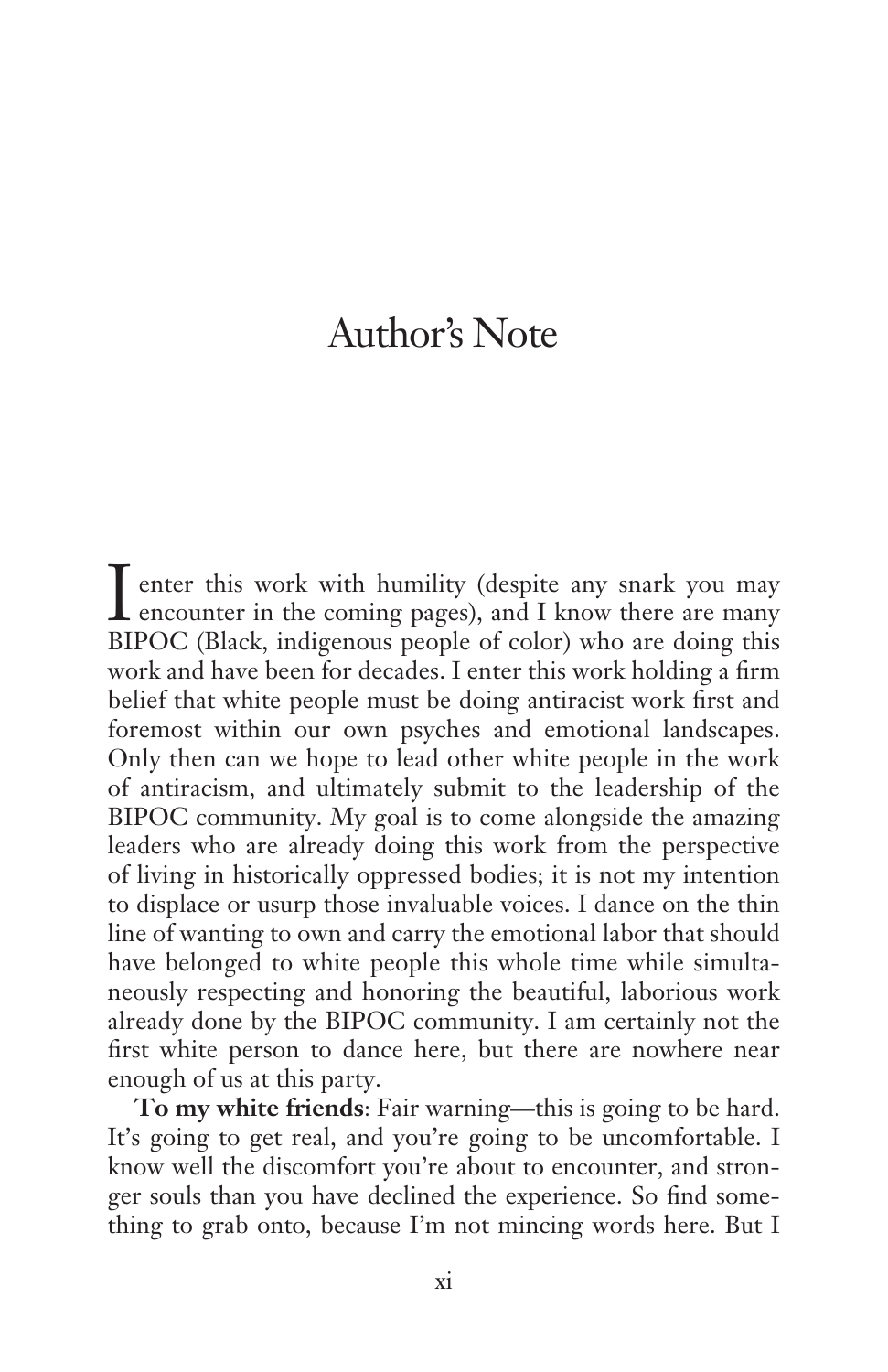# Author's Note

I enter this work with humility (despite any snark you may encounter in the coming pages), and I know there are many BIPOC (Black, indigenous people of color) who are doing this work and have been for decades. I enter this work holding a firm belief that white people must be doing antiracist work first and foremost within our own psyches and emotional landscapes. Only then can we hope to lead other white people in the work of antiracism, and ultimately submit to the leadership of the BIPOC community. My goal is to come alongside the amazing leaders who are already doing this work from the perspective of living in historically oppressed bodies; it is not my intention to displace or usurp those invaluable voices. I dance on the thin line of wanting to own and carry the emotional labor that should have belonged to white people this whole time while simultaneously respecting and honoring the beautiful, laborious work already done by the BIPOC community. I am certainly not the first white person to dance here, but there are nowhere near enough of us at this party.

**To my white friends**: Fair warning—this is going to be hard. It's going to get real, and you're going to be uncomfortable. I know well the discomfort you're about to encounter, and stronger souls than you have declined the experience. So find something to grab onto, because I'm not mincing words here. But I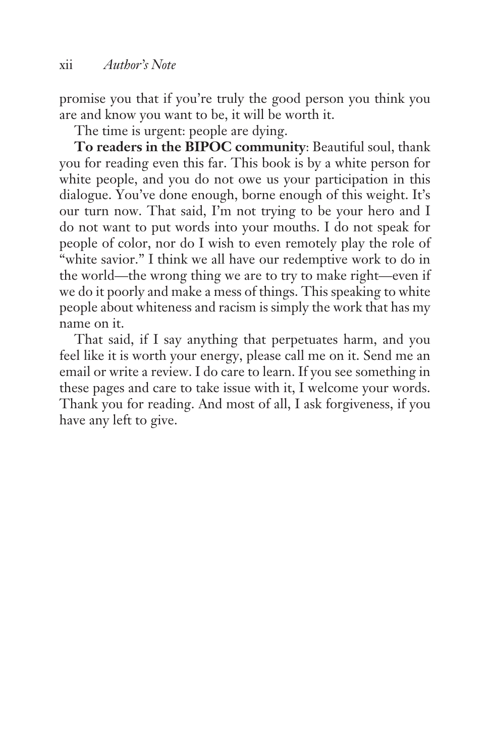promise you that if you're truly the good person you think you are and know you want to be, it will be worth it.

The time is urgent: people are dying.

**To readers in the BIPOC community**: Beautiful soul, thank you for reading even this far. This book is by a white person for white people, and you do not owe us your participation in this dialogue. You've done enough, borne enough of this weight. It's our turn now. That said, I'm not trying to be your hero and I do not want to put words into your mouths. I do not speak for people of color, nor do I wish to even remotely play the role of "white savior." I think we all have our redemptive work to do in the world—the wrong thing we are to try to make right—even if we do it poorly and make a mess of things. This speaking to white people about whiteness and racism is simply the work that has my name on it.

That said, if I say anything that perpetuates harm, and you feel like it is worth your energy, please call me on it. Send me an email or write a review. I do care to learn. If you see something in these pages and care to take issue with it, I welcome your words. Thank you for reading. And most of all, I ask forgiveness, if you have any left to give.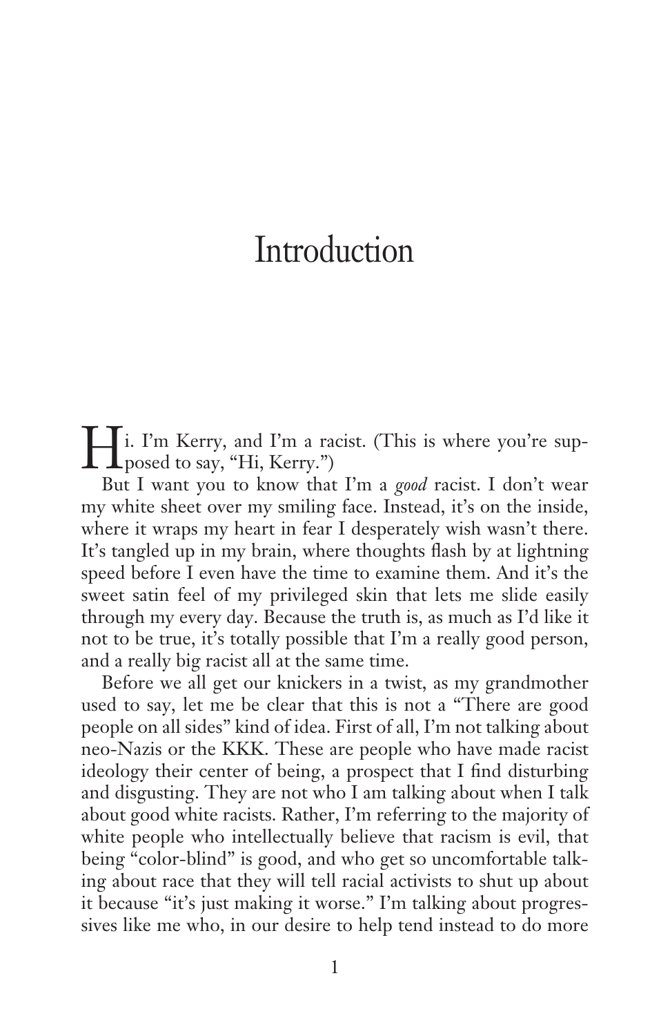# Introduction

Hi. I'm Kerry, and I'm a racist. (This is where you're supposed to say, "Hi, Kerry.")

But I want you to know that I'm a *good* racist. I don't wear my white sheet over my smiling face. Instead, it's on the inside, where it wraps my heart in fear I desperately wish wasn't there. It's tangled up in my brain, where thoughts flash by at lightning speed before I even have the time to examine them. And it's the sweet satin feel of my privileged skin that lets me slide easily through my every day. Because the truth is, as much as I'd like it not to be true, it's totally possible that I'm a really good person, and a really big racist all at the same time.

Before we all get our knickers in a twist, as my grandmother used to say, let me be clear that this is not a "There are good people on all sides" kind of idea. First of all, I'm not talking about neo-Nazis or the KKK. These are people who have made racist ideology their center of being, a prospect that I find disturbing and disgusting. They are not who I am talking about when I talk about good white racists. Rather, I'm referring to the majority of white people who intellectually believe that racism is evil, that being "color-blind" is good, and who get so uncomfortable talking about race that they will tell racial activists to shut up about it because "it's just making it worse." I'm talking about progressives like me who, in our desire to help tend instead to do more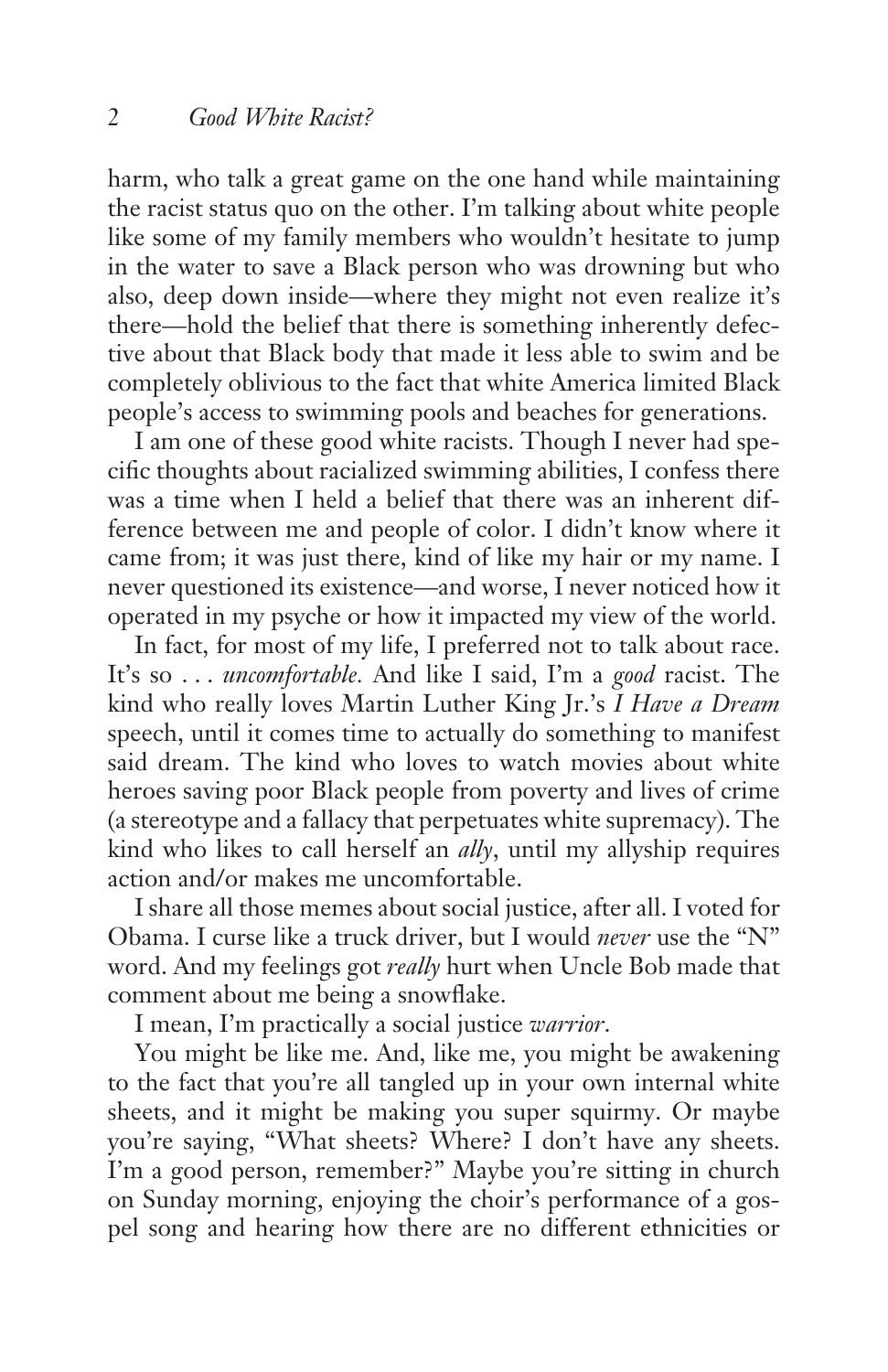harm, who talk a great game on the one hand while maintaining the racist status quo on the other. I'm talking about white people like some of my family members who wouldn't hesitate to jump in the water to save a Black person who was drowning but who also, deep down inside—where they might not even realize it's there—hold the belief that there is something inherently defective about that Black body that made it less able to swim and be completely oblivious to the fact that white America limited Black people's access to swimming pools and beaches for generations.

I am one of these good white racists. Though I never had specific thoughts about racialized swimming abilities, I confess there was a time when I held a belief that there was an inherent difference between me and people of color. I didn't know where it came from; it was just there, kind of like my hair or my name. I never questioned its existence—and worse, I never noticed how it operated in my psyche or how it impacted my view of the world.

In fact, for most of my life, I preferred not to talk about race. It's so . . . *uncomfortable*. And like I said, I'm a *good* racist. The kind who really loves Martin Luther King Jr.'s *I Have a Dream* speech, until it comes time to actually do something to manifest said dream. The kind who loves to watch movies about white heroes saving poor Black people from poverty and lives of crime (a stereotype and a fallacy that perpetuates white supremacy). The kind who likes to call herself an *ally*, until my allyship requires action and/or makes me uncomfortable.

I share all those memes about social justice, after all. I voted for Obama. I curse like a truck driver, but I would *never* use the "N" word. And my feelings got *really* hurt when Uncle Bob made that comment about me being a snowflake.

I mean, I'm practically a social justice *warrior*.

You might be like me. And, like me, you might be awakening to the fact that you're all tangled up in your own internal white sheets, and it might be making you super squirmy. Or maybe you're saying, "What sheets? Where? I don't have any sheets. I'm a good person, remember?" Maybe you're sitting in church on Sunday morning, enjoying the choir's performance of a gospel song and hearing how there are no different ethnicities or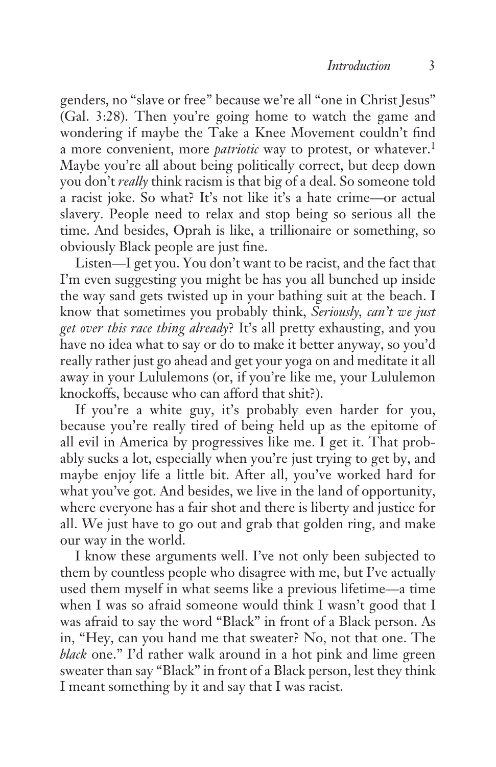genders, no "slave or free" because we're all "one in Christ Jesus" (Gal. 3:28). Then you're going home to watch the game and wondering if maybe the Take a Knee Movement couldn't find a more convenient, more *patriotic* way to protest, or whatever.[1] Maybe you're all about being politically correct, but deep down you don't *really* think racism is that big of a deal. So someone told a racist joke. So what? It's not like it's a hate crime—or actual slavery. People need to relax and stop being so serious all the time. And besides, Oprah is like, a trillionaire or something, so obviously Black people are just fine.

Listen—I get you. You don't want to be racist, and the fact that I'm even suggesting you might be has you all bunched up inside the way sand gets twisted up in your bathing suit at the beach. I know that sometimes you probably think, *Seriously, can't we just get over this race thing already*? It's all pretty exhausting, and you have no idea what to say or do to make it better anyway, so you'd really rather just go ahead and get your yoga on and meditate it all away in your Lululemons (or, if you're like me, your Lululemon knockoffs, because who can afford that shit?).

If you're a white guy, it's probably even harder for you, because you're really tired of being held up as the epitome of all evil in America by progressives like me. I get it. That probably sucks a lot, especially when you're just trying to get by, and maybe enjoy life a little bit. After all, you've worked hard for what you've got. And besides, we live in the land of opportunity, where everyone has a fair shot and there is liberty and justice for all. We just have to go out and grab that golden ring, and make our way in the world.

I know these arguments well. I've not only been subjected to them by countless people who disagree with me, but I've actually used them myself in what seems like a previous lifetime—a time when I was so afraid someone would think I wasn't good that I was afraid to say the word "Black" in front of a Black person. As in, "Hey, can you hand me that sweater? No, not that one. The *black* one." I'd rather walk around in a hot pink and lime green sweater than say "Black" in front of a Black person, lest they think I meant something by it and say that I was racist.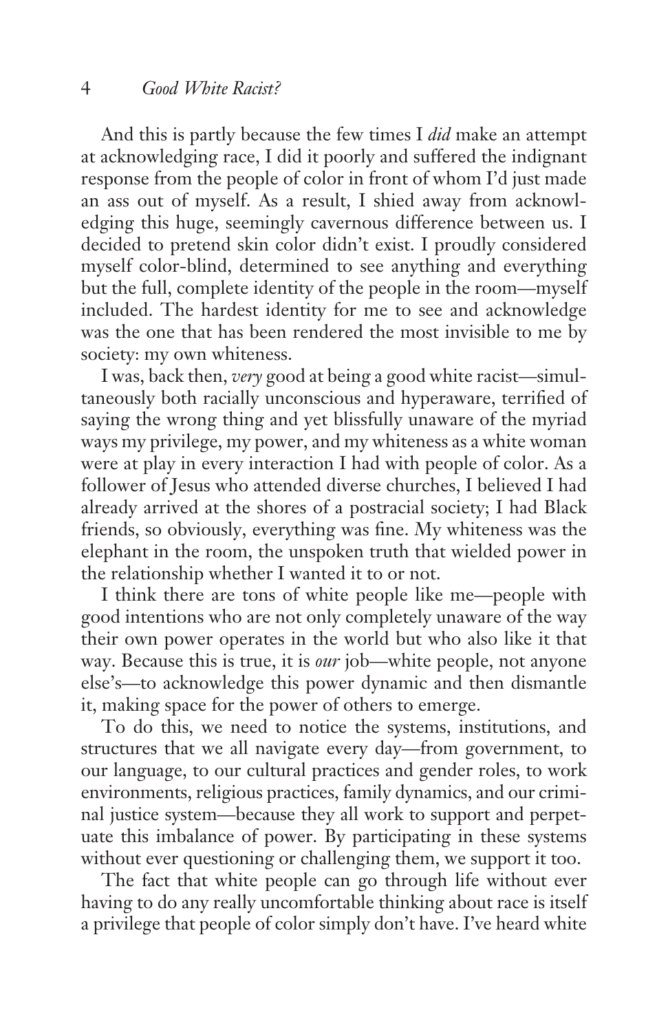And this is partly because the few times I *did* make an attempt at acknowledging race, I did it poorly and suffered the indignant response from the people of color in front of whom I'd just made an ass out of myself. As a result, I shied away from acknowledging this huge, seemingly cavernous difference between us. I decided to pretend skin color didn't exist. I proudly considered myself color-blind, determined to see anything and everything but the full, complete identity of the people in the room—myself included. The hardest identity for me to see and acknowledge was the one that has been rendered the most invisible to me by society: my own whiteness.

I was, back then, *very* good at being a good white racist—simultaneously both racially unconscious and hyperaware, terrified of saying the wrong thing and yet blissfully unaware of the myriad ways my privilege, my power, and my whiteness as a white woman were at play in every interaction I had with people of color. As a follower of Jesus who attended diverse churches, I believed I had already arrived at the shores of a postracial society; I had Black friends, so obviously, everything was fine. My whiteness was the elephant in the room, the unspoken truth that wielded power in the relationship whether I wanted it to or not.

I think there are tons of white people like me—people with good intentions who are not only completely unaware of the way their own power operates in the world but who also like it that way. Because this is true, it is *our* job—white people, not anyone else's—to acknowledge this power dynamic and then dismantle it, making space for the power of others to emerge.

To do this, we need to notice the systems, institutions, and structures that we all navigate every day—from government, to our language, to our cultural practices and gender roles, to work environments, religious practices, family dynamics, and our criminal justice system—because they all work to support and perpetuate this imbalance of power. By participating in these systems without ever questioning or challenging them, we support it too.

The fact that white people can go through life without ever having to do any really uncomfortable thinking about race is itself a privilege that people of color simply don't have. I've heard white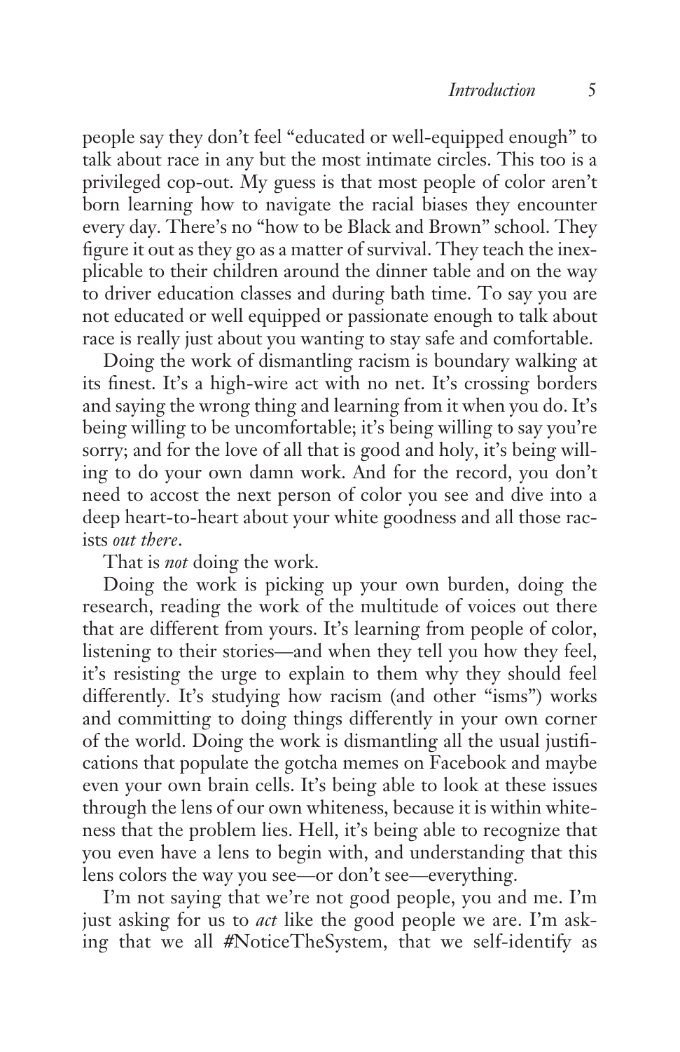people say they don't feel "educated or well-equipped enough" to talk about race in any but the most intimate circles. This too is a privileged cop-out. My guess is that most people of color aren't born learning how to navigate the racial biases they encounter every day. There's no "how to be Black and Brown" school. They figure it out as they go as a matter of survival. They teach the inexplicable to their children around the dinner table and on the way to driver education classes and during bath time. To say you are not educated or well equipped or passionate enough to talk about race is really just about you wanting to stay safe and comfortable.

Doing the work of dismantling racism is boundary walking at its finest. It's a high-wire act with no net. It's crossing borders and saying the wrong thing and learning from it when you do. It's being willing to be uncomfortable; it's being willing to say you're sorry; and for the love of all that is good and holy, it's being willing to do your own damn work. And for the record, you don't need to accost the next person of color you see and dive into a deep heart-to-heart about your white goodness and all those racists *out there*.

That is *not* doing the work.

Doing the work is picking up your own burden, doing the research, reading the work of the multitude of voices out there that are different from yours. It's learning from people of color, listening to their stories—and when they tell you how they feel, it's resisting the urge to explain to them why they should feel differently. It's studying how racism (and other "isms") works and committing to doing things differently in your own corner of the world. Doing the work is dismantling all the usual justifications that populate the gotcha memes on Facebook and maybe even your own brain cells. It's being able to look at these issues through the lens of our own whiteness, because it is within whiteness that the problem lies. Hell, it's being able to recognize that you even have a lens to begin with, and understanding that this lens colors the way you see—or don't see—everything.

I'm not saying that we're not good people, you and me. I'm just asking for us to *act* like the good people we are. I'm asking that we all #NoticeTheSystem, that we self-identify as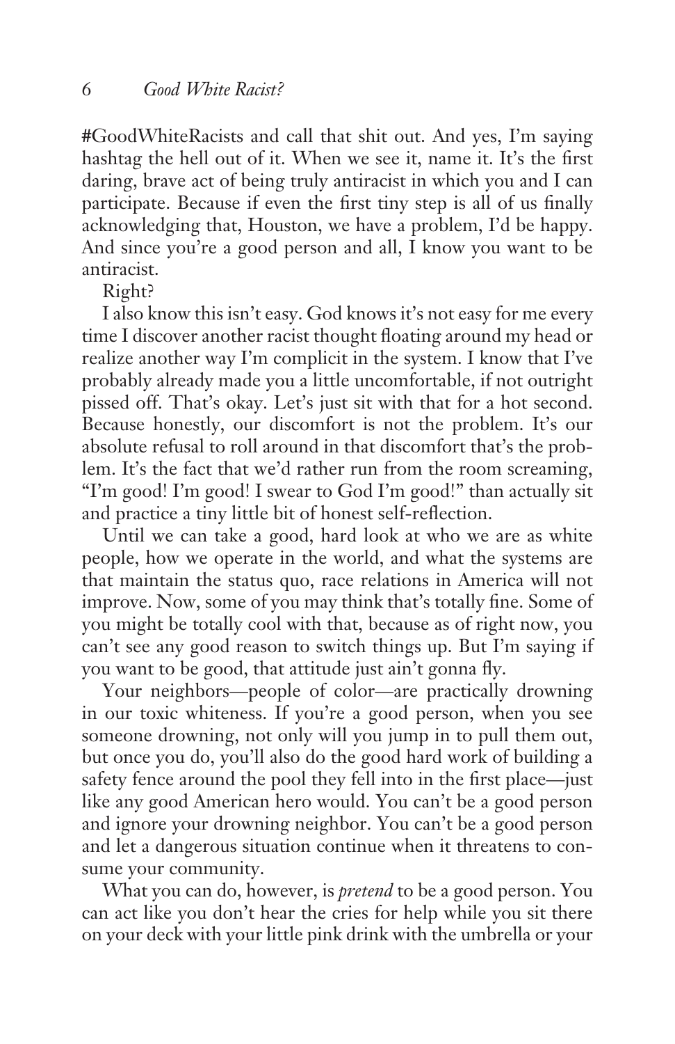#GoodWhiteRacists and call that shit out. And yes, I'm saying hashtag the hell out of it. When we see it, name it. It's the first daring, brave act of being truly antiracist in which you and I can participate. Because if even the first tiny step is all of us finally acknowledging that, Houston, we have a problem, I'd be happy. And since you're a good person and all, I know you want to be antiracist.

Right?

I also know this isn't easy. God knows it's not easy for me every time I discover another racist thought floating around my head or realize another way I'm complicit in the system. I know that I've probably already made you a little uncomfortable, if not outright pissed off. That's okay. Let's just sit with that for a hot second. Because honestly, our discomfort is not the problem. It's our absolute refusal to roll around in that discomfort that's the problem. It's the fact that we'd rather run from the room screaming, "I'm good! I'm good! I swear to God I'm good!" than actually sit and practice a tiny little bit of honest self-reflection.

Until we can take a good, hard look at who we are as white people, how we operate in the world, and what the systems are that maintain the status quo, race relations in America will not improve. Now, some of you may think that's totally fine. Some of you might be totally cool with that, because as of right now, you can't see any good reason to switch things up. But I'm saying if you want to be good, that attitude just ain't gonna fly.

Your neighbors—people of color—are practically drowning in our toxic whiteness. If you're a good person, when you see someone drowning, not only will you jump in to pull them out, but once you do, you'll also do the good hard work of building a safety fence around the pool they fell into in the first place—just like any good American hero would. You can't be a good person and ignore your drowning neighbor. You can't be a good person and let a dangerous situation continue when it threatens to consume your community.

What you can do, however, is *pretend* to be a good person. You can act like you don't hear the cries for help while you sit there on your deck with your little pink drink with the umbrella or your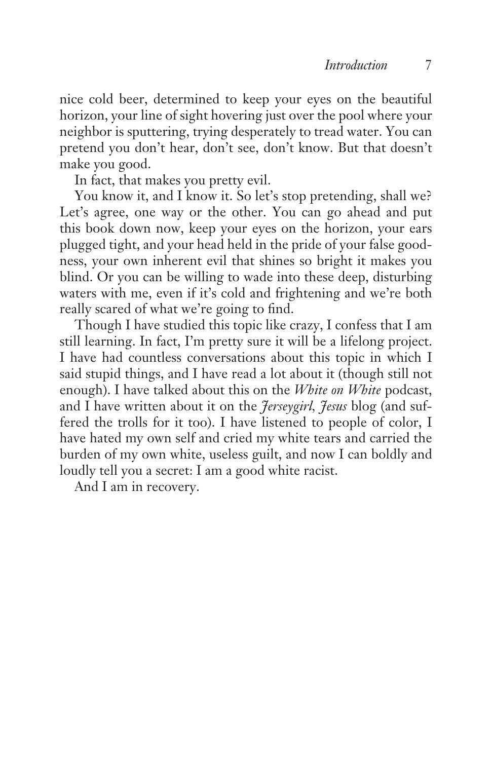nice cold beer, determined to keep your eyes on the beautiful horizon, your line of sight hovering just over the pool where your neighbor is sputtering, trying desperately to tread water. You can pretend you don't hear, don't see, don't know. But that doesn't make you good.

In fact, that makes you pretty evil.

You know it, and I know it. So let's stop pretending, shall we? Let's agree, one way or the other. You can go ahead and put this book down now, keep your eyes on the horizon, your ears plugged tight, and your head held in the pride of your false goodness, your own inherent evil that shines so bright it makes you blind. Or you can be willing to wade into these deep, disturbing waters with me, even if it's cold and frightening and we're both really scared of what we're going to find.

Though I have studied this topic like crazy, I confess that I am still learning. In fact, I'm pretty sure it will be a lifelong project. I have had countless conversations about this topic in which I said stupid things, and I have read a lot about it (though still not enough). I have talked about this on the *White on White* podcast, and I have written about it on the *Jerseygirl, Jesus* blog (and suffered the trolls for it too). I have listened to people of color, I have hated my own self and cried my white tears and carried the burden of my own white, useless guilt, and now I can boldly and loudly tell you a secret: I am a good white racist.

And I am in recovery.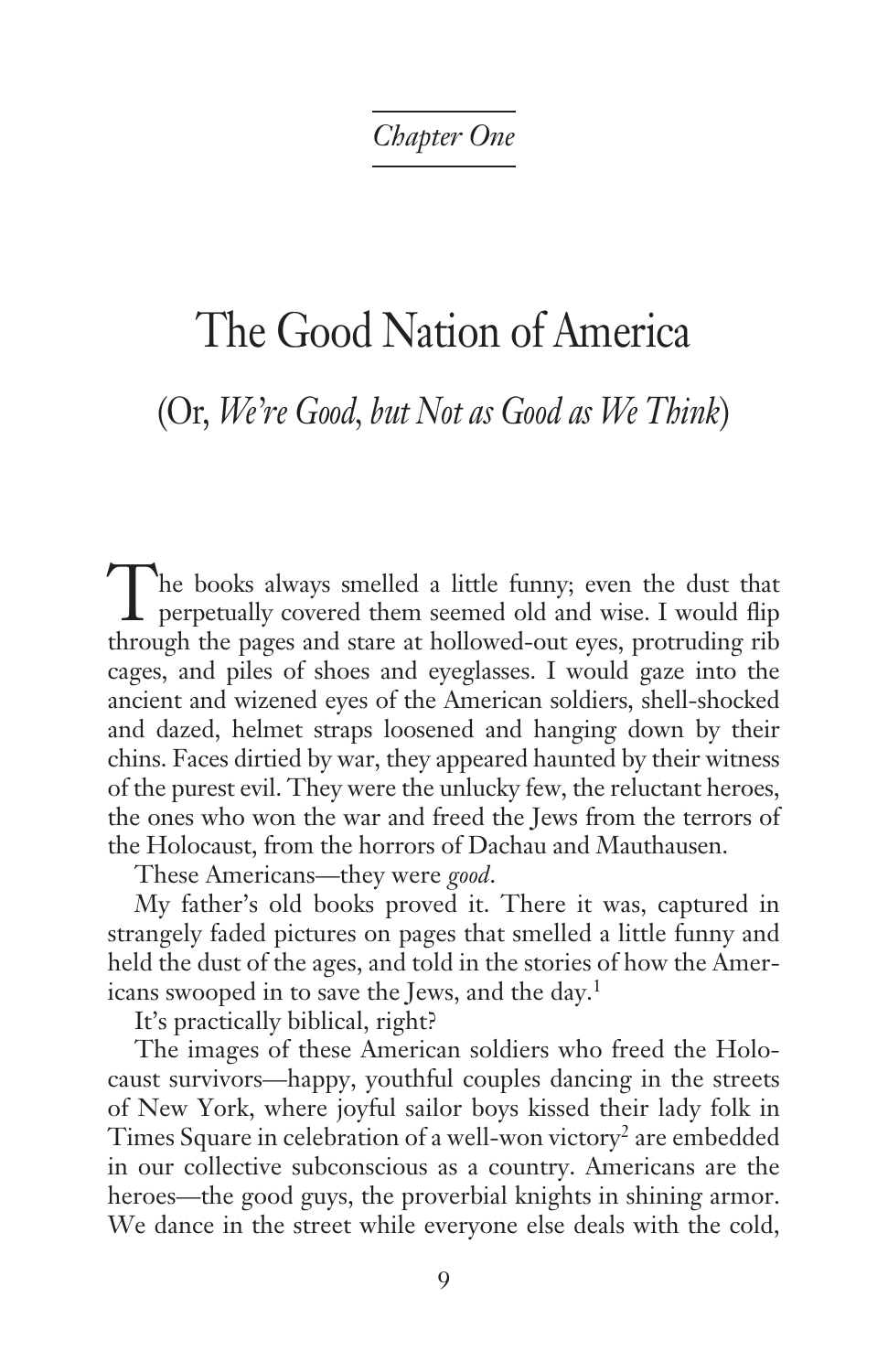*Chapter One*

# The Good Nation of America

## (Or, *We're Good, but Not as Good as We Think*)

The books always smelled a little funny; even the dust that perpetually covered them seemed old and wise. I would flip through the pages and stare at hollowed-out eyes, protruding rib cages, and piles of shoes and eyeglasses. I would gaze into the ancient and wizened eyes of the American soldiers, shell-shocked and dazed, helmet straps loosened and hanging down by their chins. Faces dirtied by war, they appeared haunted by their witness of the purest evil. They were the unlucky few, the reluctant heroes, the ones who won the war and freed the Jews from the terrors of the Holocaust, from the horrors of Dachau and Mauthausen.

These Americans—they were *good*.

My father's old books proved it. There it was, captured in strangely faded pictures on pages that smelled a little funny and held the dust of the ages, and told in the stories of how the Americans swooped in to save the Jews, and the day.[1]

It's practically biblical, right?

The images of these American soldiers who freed the Holocaust survivors—happy, youthful couples dancing in the streets of New York, where joyful sailor boys kissed their lady folk in Times Square in celebration of a well-won victory[2] are embedded in our collective subconscious as a country. Americans are the heroes—the good guys, the proverbial knights in shining armor. We dance in the street while everyone else deals with the cold,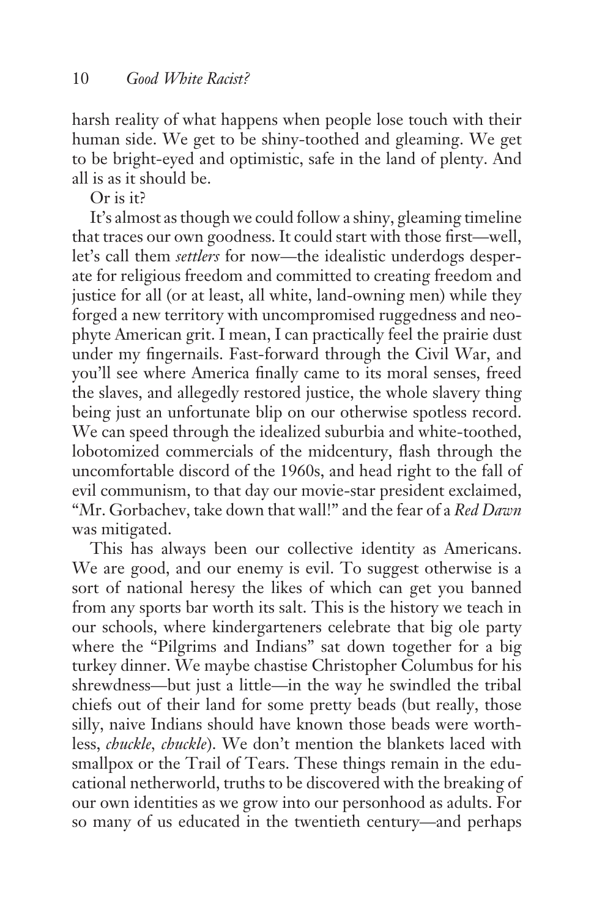harsh reality of what happens when people lose touch with their human side. We get to be shiny-toothed and gleaming. We get to be bright-eyed and optimistic, safe in the land of plenty. And all is as it should be.

Or is it?

It's almost as though we could follow a shiny, gleaming timeline that traces our own goodness. It could start with those first—well, let's call them *settlers* for now—the idealistic underdogs desperate for religious freedom and committed to creating freedom and justice for all (or at least, all white, land-owning men) while they forged a new territory with uncompromised ruggedness and neophyte American grit. I mean, I can practically feel the prairie dust under my fingernails. Fast-forward through the Civil War, and you'll see where America finally came to its moral senses, freed the slaves, and allegedly restored justice, the whole slavery thing being just an unfortunate blip on our otherwise spotless record. We can speed through the idealized suburbia and white-toothed, lobotomized commercials of the midcentury, flash through the uncomfortable discord of the 1960s, and head right to the fall of evil communism, to that day our movie-star president exclaimed, "Mr. Gorbachev, take down that wall!" and the fear of a *Red Dawn* was mitigated.

This has always been our collective identity as Americans. We are good, and our enemy is evil. To suggest otherwise is a sort of national heresy the likes of which can get you banned from any sports bar worth its salt. This is the history we teach in our schools, where kindergarteners celebrate that big ole party where the "Pilgrims and Indians" sat down together for a big turkey dinner. We maybe chastise Christopher Columbus for his shrewdness—but just a little—in the way he swindled the tribal chiefs out of their land for some pretty beads (but really, those silly, naive Indians should have known those beads were worthless, *chuckle, chuckle*). We don't mention the blankets laced with smallpox or the Trail of Tears. These things remain in the educational netherworld, truths to be discovered with the breaking of our own identities as we grow into our personhood as adults. For so many of us educated in the twentieth century—and perhaps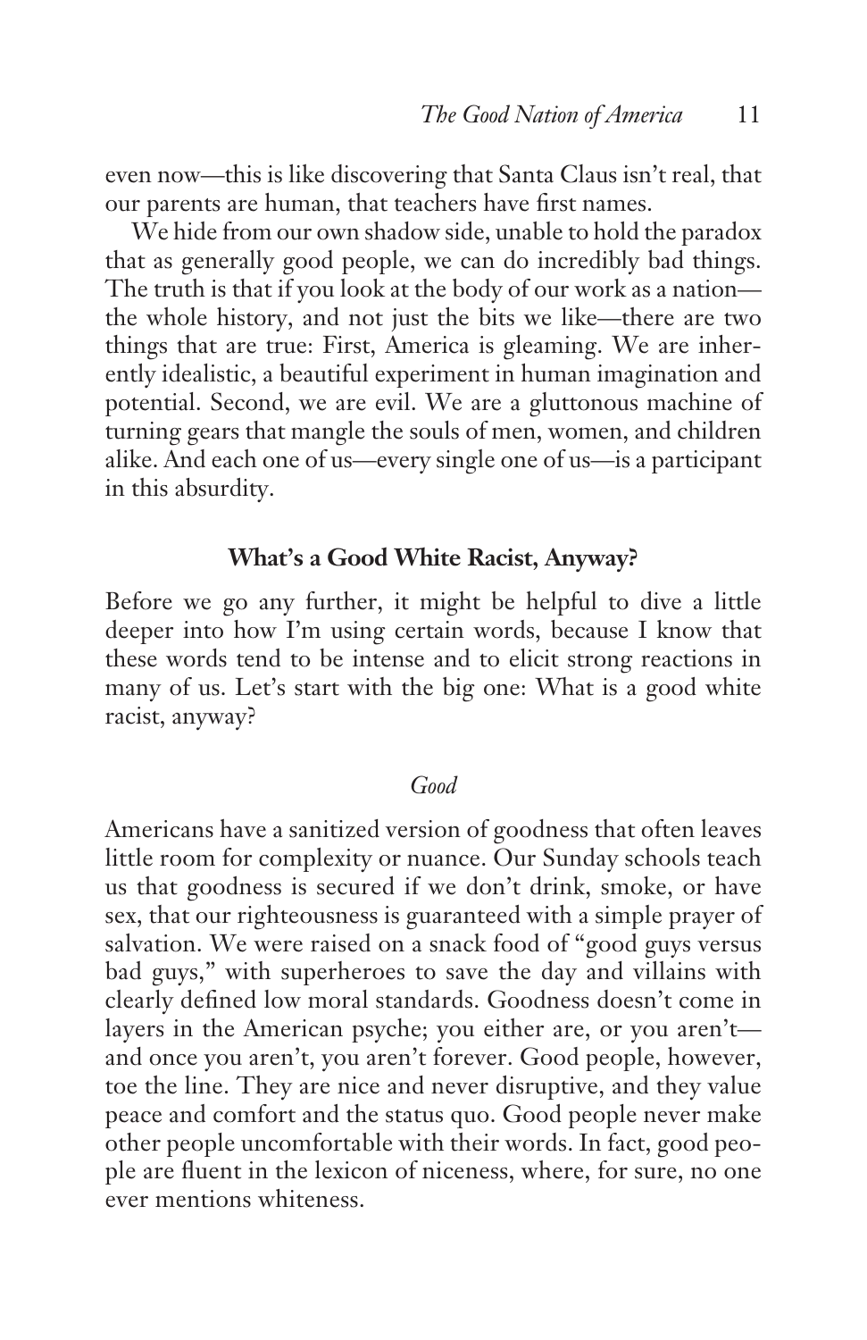even now—this is like discovering that Santa Claus isn't real, that our parents are human, that teachers have first names.

We hide from our own shadow side, unable to hold the paradox that as generally good people, we can do incredibly bad things. The truth is that if you look at the body of our work as a nation—the whole history, and not just the bits we like—there are two things that are true: First, America is gleaming. We are inherently idealistic, a beautiful experiment in human imagination and potential. Second, we are evil. We are a gluttonous machine of turning gears that mangle the souls of men, women, and children alike. And each one of us—every single one of us—is a participant in this absurdity.

## What's a Good White Racist, Anyway?

Before we go any further, it might be helpful to dive a little deeper into how I'm using certain words, because I know that these words tend to be intense and to elicit strong reactions in many of us. Let's start with the big one: What is a good white racist, anyway?

### *Good*

Americans have a sanitized version of goodness that often leaves little room for complexity or nuance. Our Sunday schools teach us that goodness is secured if we don't drink, smoke, or have sex, that our righteousness is guaranteed with a simple prayer of salvation. We were raised on a snack food of "good guys versus bad guys," with superheroes to save the day and villains with clearly defined low moral standards. Goodness doesn't come in layers in the American psyche; you either are, or you aren't—and once you aren't, you aren't forever. Good people, however, toe the line. They are nice and never disruptive, and they value peace and comfort and the status quo. Good people never make other people uncomfortable with their words. In fact, good people are fluent in the lexicon of niceness, where, for sure, no one ever mentions whiteness.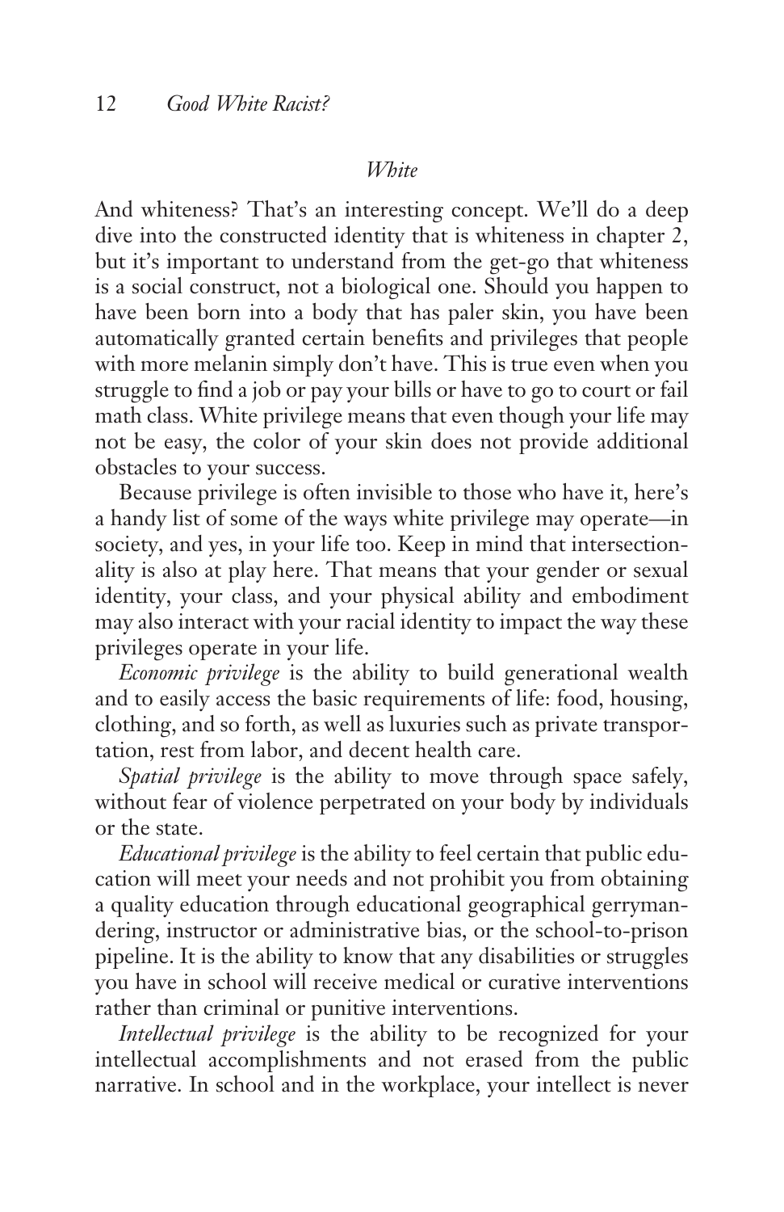### *White*

And whiteness? That's an interesting concept. We'll do a deep dive into the constructed identity that is whiteness in chapter 2, but it's important to understand from the get-go that whiteness is a social construct, not a biological one. Should you happen to have been born into a body that has paler skin, you have been automatically granted certain benefits and privileges that people with more melanin simply don't have. This is true even when you struggle to find a job or pay your bills or have to go to court or fail math class. White privilege means that even though your life may not be easy, the color of your skin does not provide additional obstacles to your success.

Because privilege is often invisible to those who have it, here's a handy list of some of the ways white privilege may operate—in society, and yes, in your life too. Keep in mind that intersectionality is also at play here. That means that your gender or sexual identity, your class, and your physical ability and embodiment may also interact with your racial identity to impact the way these privileges operate in your life.

*Economic privilege* is the ability to build generational wealth and to easily access the basic requirements of life: food, housing, clothing, and so forth, as well as luxuries such as private transportation, rest from labor, and decent health care.

*Spatial privilege* is the ability to move through space safely, without fear of violence perpetrated on your body by individuals or the state.

*Educational privilege* is the ability to feel certain that public education will meet your needs and not prohibit you from obtaining a quality education through educational geographical gerrymandering, instructor or administrative bias, or the school-to-prison pipeline. It is the ability to know that any disabilities or struggles you have in school will receive medical or curative interventions rather than criminal or punitive interventions.

*Intellectual privilege* is the ability to be recognized for your intellectual accomplishments and not erased from the public narrative. In school and in the workplace, your intellect is never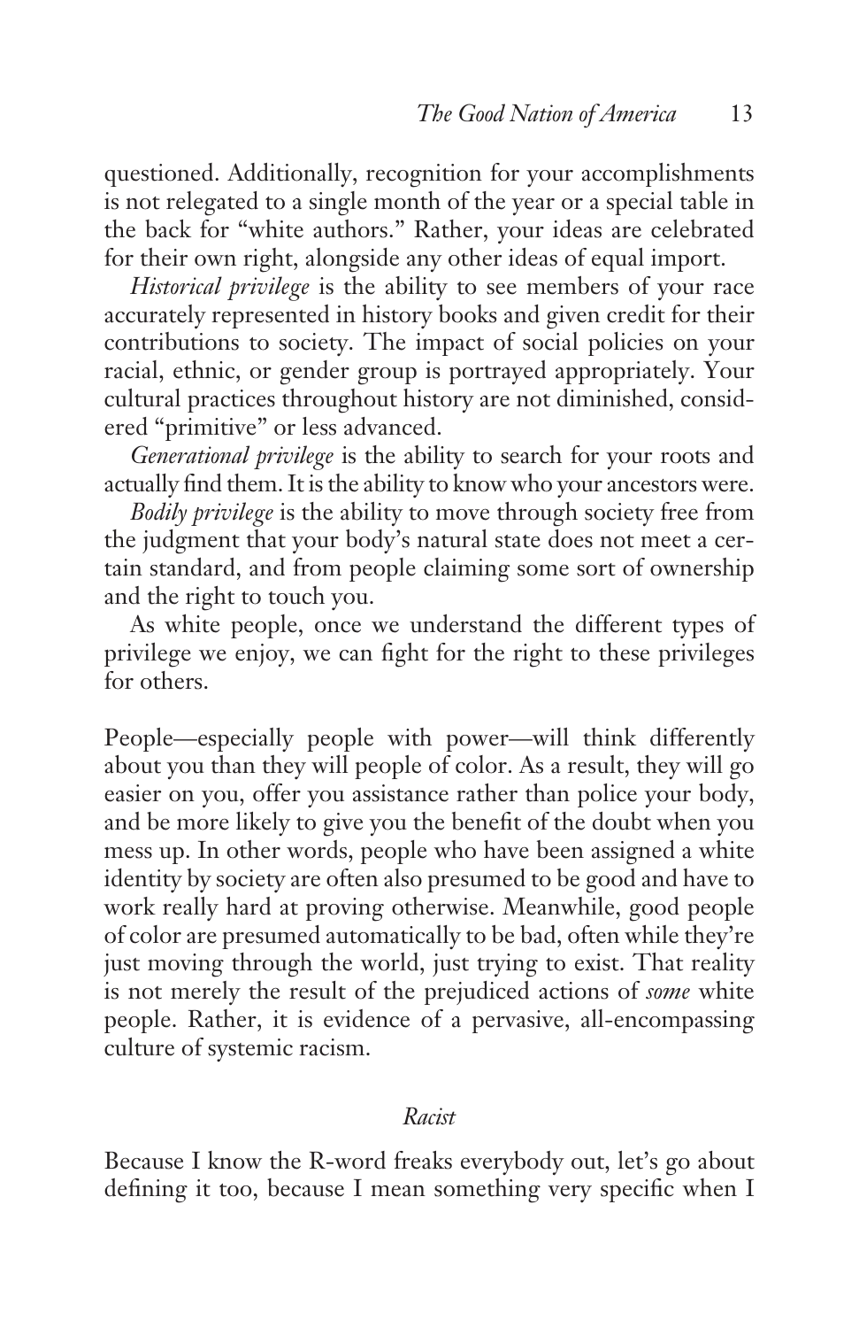questioned. Additionally, recognition for your accomplishments is not relegated to a single month of the year or a special table in the back for "white authors." Rather, your ideas are celebrated for their own right, alongside any other ideas of equal import.

*Historical privilege* is the ability to see members of your race accurately represented in history books and given credit for their contributions to society. The impact of social policies on your racial, ethnic, or gender group is portrayed appropriately. Your cultural practices throughout history are not diminished, considered "primitive" or less advanced.

*Generational privilege* is the ability to search for your roots and actually find them. It is the ability to know who your ancestors were.

*Bodily privilege* is the ability to move through society free from the judgment that your body's natural state does not meet a certain standard, and from people claiming some sort of ownership and the right to touch you.

As white people, once we understand the different types of privilege we enjoy, we can fight for the right to these privileges for others.

People—especially people with power—will think differently about you than they will people of color. As a result, they will go easier on you, offer you assistance rather than police your body, and be more likely to give you the benefit of the doubt when you mess up. In other words, people who have been assigned a white identity by society are often also presumed to be good and have to work really hard at proving otherwise. Meanwhile, good people of color are presumed automatically to be bad, often while they're just moving through the world, just trying to exist. That reality is not merely the result of the prejudiced actions of *some* white people. Rather, it is evidence of a pervasive, all-encompassing culture of systemic racism.

### *Racist*

Because I know the R-word freaks everybody out, let's go about defining it too, because I mean something very specific when I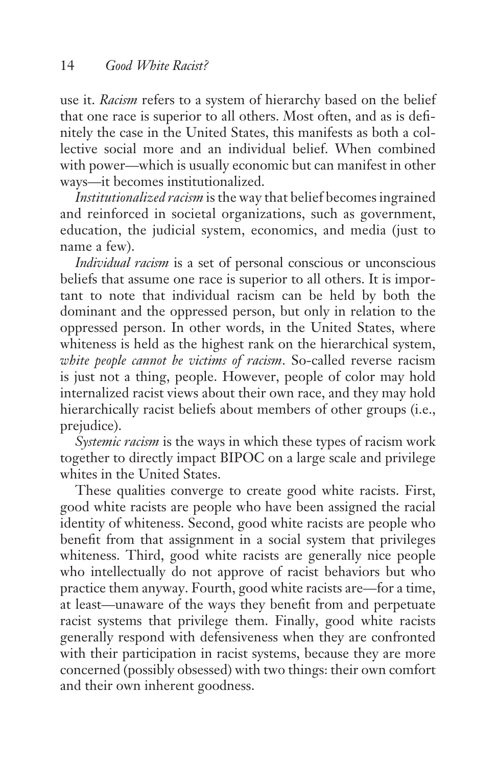use it. *Racism* refers to a system of hierarchy based on the belief that one race is superior to all others. Most often, and as is definitely the case in the United States, this manifests as both a collective social more and an individual belief. When combined with power—which is usually economic but can manifest in other ways—it becomes institutionalized.

*Institutionalized racism* is the way that belief becomes ingrained and reinforced in societal organizations, such as government, education, the judicial system, economics, and media (just to name a few).

*Individual racism* is a set of personal conscious or unconscious beliefs that assume one race is superior to all others. It is important to note that individual racism can be held by both the dominant and the oppressed person, but only in relation to the oppressed person. In other words, in the United States, where whiteness is held as the highest rank on the hierarchical system, *white people cannot be victims of racism*. So-called reverse racism is just not a thing, people. However, people of color may hold internalized racist views about their own race, and they may hold hierarchically racist beliefs about members of other groups (i.e., prejudice).

*Systemic racism* is the ways in which these types of racism work together to directly impact BIPOC on a large scale and privilege whites in the United States.

These qualities converge to create good white racists. First, good white racists are people who have been assigned the racial identity of whiteness. Second, good white racists are people who benefit from that assignment in a social system that privileges whiteness. Third, good white racists are generally nice people who intellectually do not approve of racist behaviors but who practice them anyway. Fourth, good white racists are—for a time, at least—unaware of the ways they benefit from and perpetuate racist systems that privilege them. Finally, good white racists generally respond with defensiveness when they are confronted with their participation in racist systems, because they are more concerned (possibly obsessed) with two things: their own comfort and their own inherent goodness.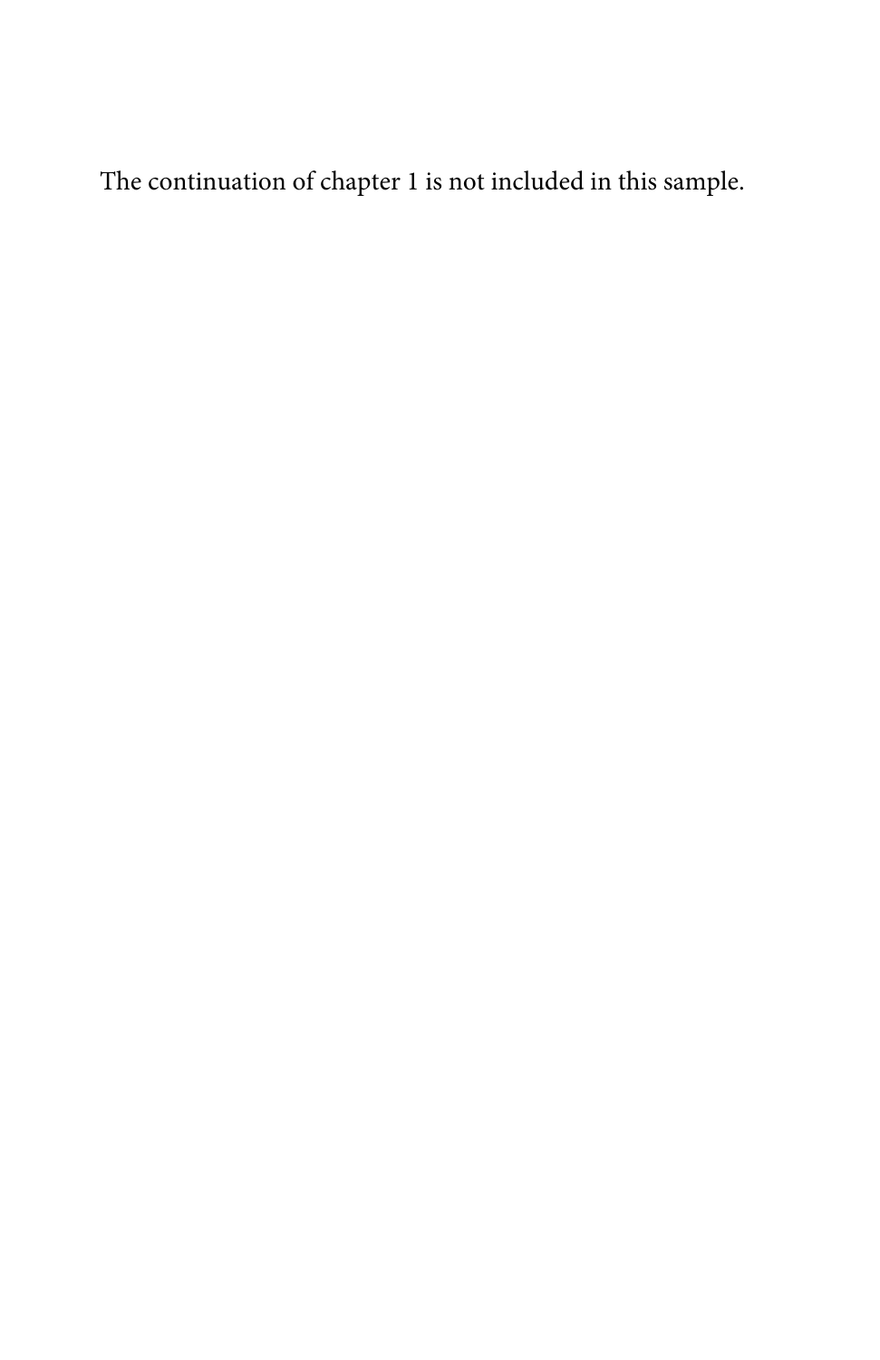The continuation of chapter 1 is not included in this sample.